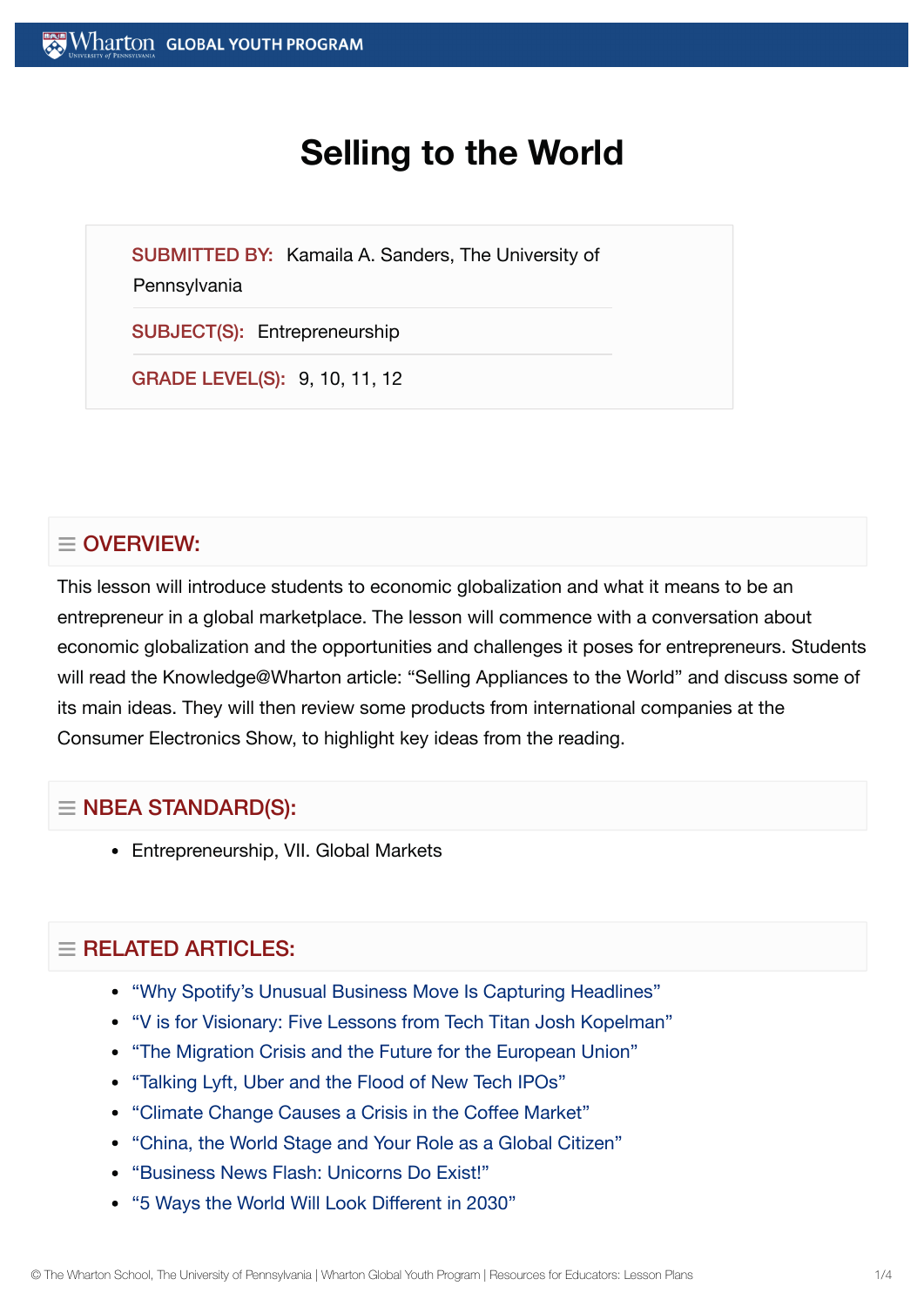# Selling to the World

**SUBMITTED BY:** Kamaila A. Sanders, The University of Pennsylvania

**SUBJECT(S):** Entrepreneurship

**GRADE LEVEL(S):** 9, 10, 11, 12

## OVERVIEW:

This lesson will introduce students to economic globalization and what it means to be an entrepreneur in a global marketplace. The lesson will commence with a conversation about economic globalization and the opportunities and challenges it poses for entrepreneurs. Students will read the Knowledge@Wharton article: "Selling Appliances to the World" and discuss some of its main ideas. They will then review some products from international companies at the Consumer Electronics Show, to highlight key ideas from the reading.

## NBEA STANDARD(S):

- Entrepreneurship, VII. Global Markets

## RELATED ARTICLES:

- "Why Spotify's Unusual Business Move Is Capturing Headlines"
- "V is for Visionary: Five Lessons from Tech Titan Josh Kopelman"
- "The Migration Crisis and the Future for the European Union"
- "Talking Lyft, Uber and the Flood of New Tech IPOs"
- "Climate Change Causes a Crisis in the Coffee Market"
- "China, the World Stage and Your Role as a Global Citizen"
- "Business News Flash: Unicorns Do Exist!"
- "5 Ways the World Will Look Different in 2030"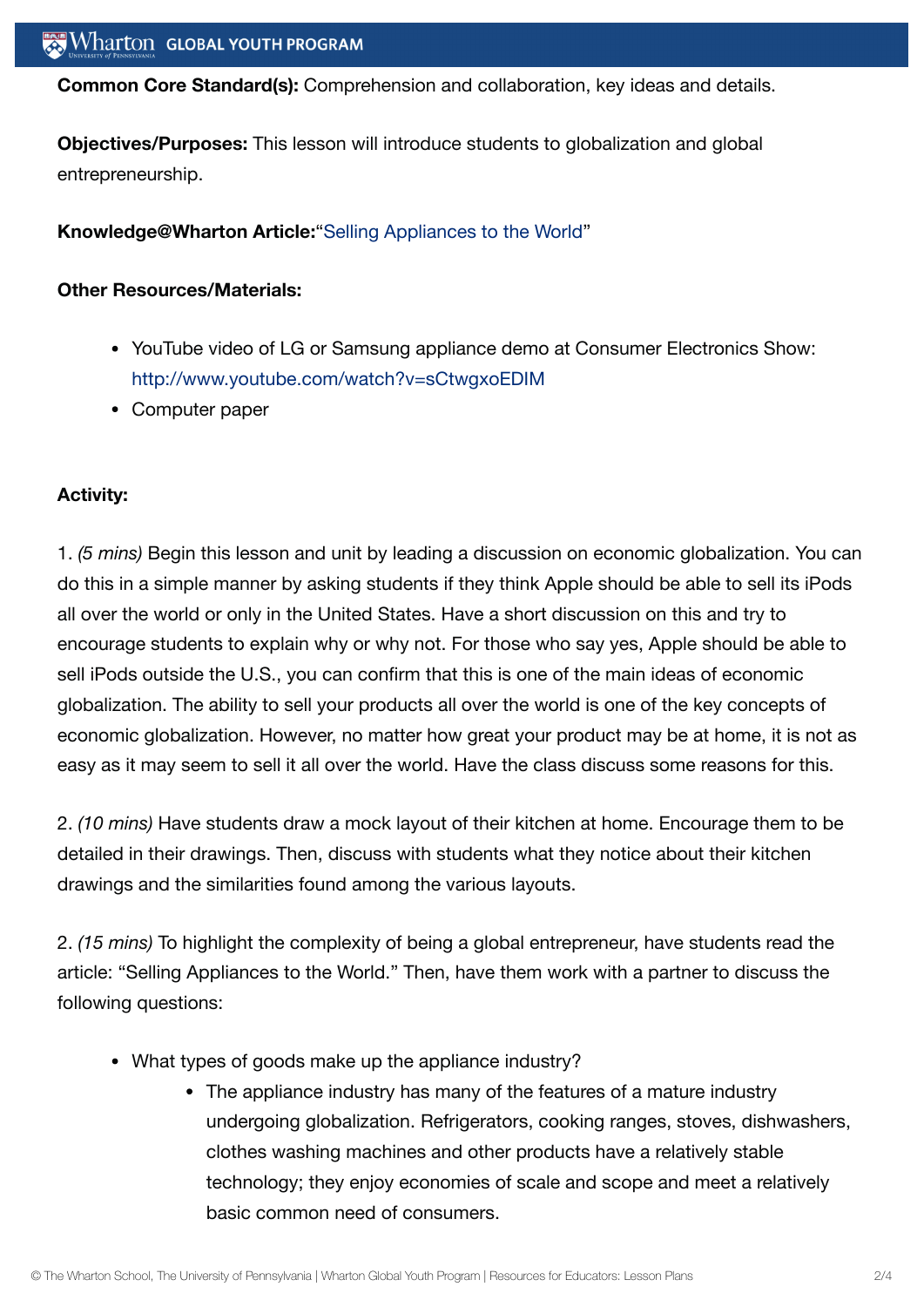**Common Core Standard(s):** Comprehension and collaboration, key ideas and details.

**Objectives/Purposes:** This lesson will introduce students to globalization and global entrepreneurship.

**Knowledge@Wharton Article:**"Selling Appliances to the World"

**Other Resources/Materials:**

- YouTube video of LG or Samsung appliance demo at Consumer Electronics Show: http://www.youtube.com/watch?v=sCtwgxoEDIM
- Computer paper

**Activity:**

1. *(5 mins)* Begin this lesson and unit by leading a discussion on economic globalization. You can do this in a simple manner by asking students if they think Apple should be able to sell its iPods all over the world or only in the United States. Have a short discussion on this and try to encourage students to explain why or why not. For those who say yes, Apple should be able to sell iPods outside the U.S., you can confirm that this is one of the main ideas of economic globalization. The ability to sell your products all over the world is one of the key concepts of economic globalization. However, no matter how great your product may be at home, it is not as easy as it may seem to sell it all over the world. Have the class discuss some reasons for this.

2. *(10 mins)* Have students draw a mock layout of their kitchen at home. Encourage them to be detailed in their drawings. Then, discuss with students what they notice about their kitchen drawings and the similarities found among the various layouts.

2. *(15 mins)* To highlight the complexity of being a global entrepreneur, have students read the article: "Selling Appliances to the World." Then, have them work with a partner to discuss the following questions:

- What types of goods make up the appliance industry?
    - The appliance industry has many of the features of a mature industry undergoing globalization. Refrigerators, cooking ranges, stoves, dishwashers, clothes washing machines and other products have a relatively stable technology; they enjoy economies of scale and scope and meet a relatively basic common need of consumers.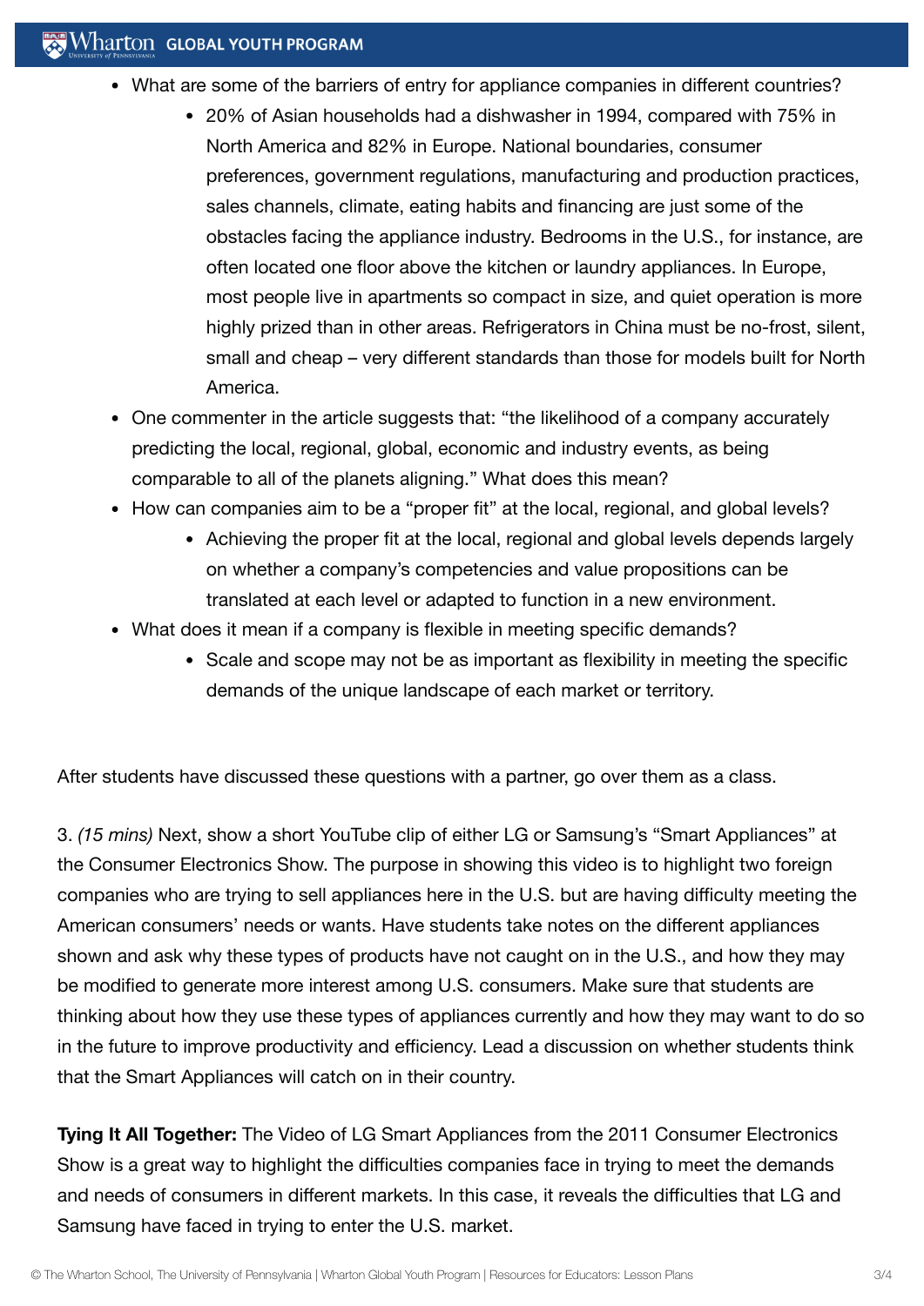- What are some of the barriers of entry for appliance companies in different countries?
    - 20% of Asian households had a dishwasher in 1994, compared with 75% in North America and 82% in Europe. National boundaries, consumer preferences, government regulations, manufacturing and production practices, sales channels, climate, eating habits and financing are just some of the obstacles facing the appliance industry. Bedrooms in the U.S., for instance, are often located one floor above the kitchen or laundry appliances. In Europe, most people live in apartments so compact in size, and quiet operation is more highly prized than in other areas. Refrigerators in China must be no-frost, silent, small and cheap – very different standards than those for models built for North America.
- One commenter in the article suggests that: "the likelihood of a company accurately predicting the local, regional, global, economic and industry events, as being comparable to all of the planets aligning." What does this mean?
- How can companies aim to be a "proper fit" at the local, regional, and global levels?
    - Achieving the proper fit at the local, regional and global levels depends largely on whether a company's competencies and value propositions can be translated at each level or adapted to function in a new environment.
- What does it mean if a company is flexible in meeting specific demands?
    - Scale and scope may not be as important as flexibility in meeting the specific demands of the unique landscape of each market or territory.

After students have discussed these questions with a partner, go over them as a class.

3. *(15 mins)* Next, show a short YouTube clip of either LG or Samsung's "Smart Appliances" at the Consumer Electronics Show. The purpose in showing this video is to highlight two foreign companies who are trying to sell appliances here in the U.S. but are having difficulty meeting the American consumers' needs or wants. Have students take notes on the different appliances shown and ask why these types of products have not caught on in the U.S., and how they may be modified to generate more interest among U.S. consumers. Make sure that students are thinking about how they use these types of appliances currently and how they may want to do so in the future to improve productivity and efficiency. Lead a discussion on whether students think that the Smart Appliances will catch on in their country.

**Tying It All Together:** The Video of LG Smart Appliances from the 2011 Consumer Electronics Show is a great way to highlight the difficulties companies face in trying to meet the demands and needs of consumers in different markets. In this case, it reveals the difficulties that LG and Samsung have faced in trying to enter the U.S. market.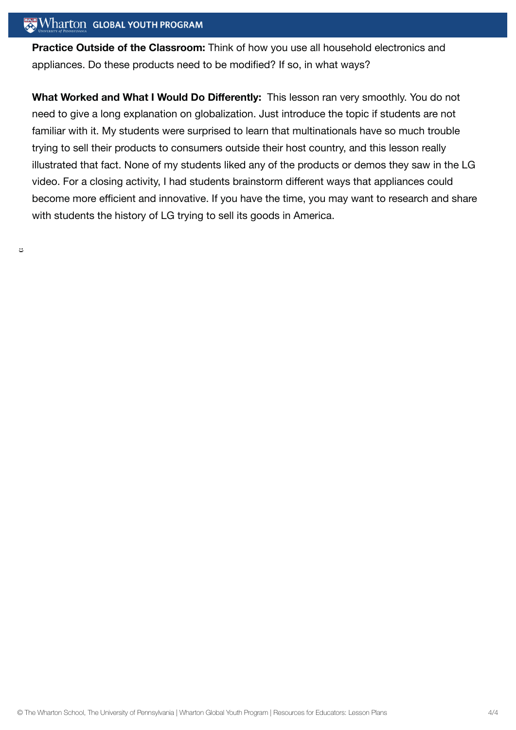**Practice Outside of the Classroom:** Think of how you use all household electronics and appliances. Do these products need to be modified? If so, in what ways?

**What Worked and What I Would Do Differently:** This lesson ran very smoothly. You do not need to give a long explanation on globalization. Just introduce the topic if students are not familiar with it. My students were surprised to learn that multinationals have so much trouble trying to sell their products to consumers outside their host country, and this lesson really illustrated that fact. None of my students liked any of the products or demos they saw in the LG video. For a closing activity, I had students brainstorm different ways that appliances could become more efficient and innovative. If you have the time, you may want to research and share with students the history of LG trying to sell its goods in America.